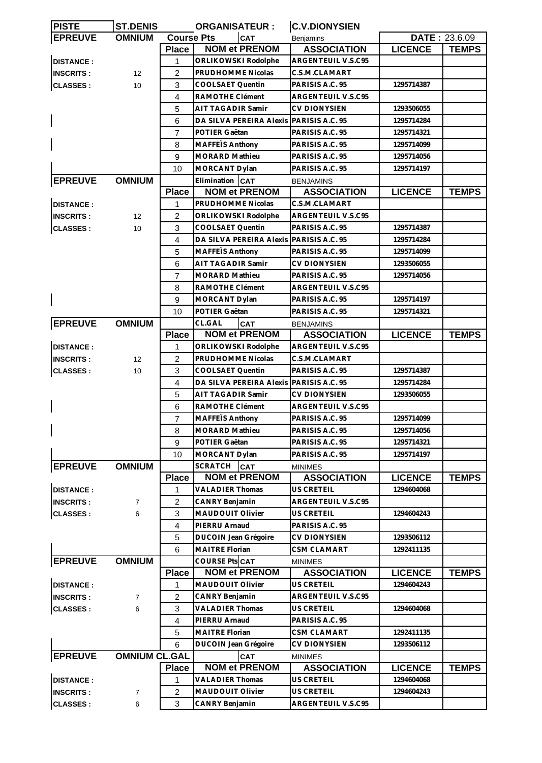| PISTE | ST.DENIS | ORGANISATEUR : | | C.V.DIONYSIEN | | |
|---|---|---|---|---|---|---|
| **EPREUVE** | **OMNIUM** | **Course Pts** | **CAT** | Benjamins | **DATE :** 23.6.09 | |
| | | **Place** | **NOM et PRENOM** | **ASSOCIATION** | **LICENCE** | **TEMPS** |
| **DISTANCE :** | | 1 | ORLIKOWSKI Rodolphe | ARGENTEUIL V.S.C95 | | |
| **INSCRITS :** | 12 | 2 | PRUDHOMME Nicolas | C.S.M.CLAMART | | |
| **CLASSES :** | 10 | 3 | COOLSAET Quentin | PARISIS A.C. 95 | 1295714387 | |
| | | 4 | RAMOTHE Clément | ARGENTEUIL V.S.C95 | | |
| | | 5 | AIT TAGADIR Samir | CV DIONYSIEN | 1293506055 | |
| | | 6 | DA SILVA PEREIRA Alexis | PARISIS A.C. 95 | 1295714284 | |
| | | 7 | POTIER Gaëtan | PARISIS A.C. 95 | 1295714321 | |
| | | 8 | MAFFEÏS Anthony | PARISIS A.C. 95 | 1295714099 | |
| | | 9 | MORARD Mathieu | PARISIS A.C. 95 | 1295714056 | |
| | | 10 | MORCANT Dylan | PARISIS A.C. 95 | 1295714197 | |
| **EPREUVE** | **OMNIUM** | | Elimination **CAT** | BENJAMINS | | |
| | | **Place** | **NOM et PRENOM** | **ASSOCIATION** | **LICENCE** | **TEMPS** |
| **DISTANCE :** | | 1 | PRUDHOMME Nicolas | C.S.M.CLAMART | | |
| **INSCRITS :** | 12 | 2 | ORLIKOWSKI Rodolphe | ARGENTEUIL V.S.C95 | | |
| **CLASSES :** | 10 | 3 | COOLSAET Quentin | PARISIS A.C. 95 | 1295714387 | |
| | | 4 | DA SILVA PEREIRA Alexis | PARISIS A.C. 95 | 1295714284 | |
| | | 5 | MAFFEÏS Anthony | PARISIS A.C. 95 | 1295714099 | |
| | | 6 | AIT TAGADIR Samir | CV DIONYSIEN | 1293506055 | |
| | | 7 | MORARD Mathieu | PARISIS A.C. 95 | 1295714056 | |
| | | 8 | RAMOTHE Clément | ARGENTEUIL V.S.C95 | | |
| | | 9 | MORCANT Dylan | PARISIS A.C. 95 | 1295714197 | |
| | | 10 | POTIER Gaëtan | PARISIS A.C. 95 | 1295714321 | |
| **EPREUVE** | **OMNIUM** | | CL.GAL **CAT** | BENJAMINS | | |
| | | **Place** | **NOM et PRENOM** | **ASSOCIATION** | **LICENCE** | **TEMPS** |
| **DISTANCE :** | | 1 | ORLIKOWSKI Rodolphe | ARGENTEUIL V.S.C95 | | |
| **INSCRITS :** | 12 | 2 | PRUDHOMME Nicolas | C.S.M.CLAMART | | |
| **CLASSES :** | 10 | 3 | COOLSAET Quentin | PARISIS A.C. 95 | 1295714387 | |
| | | 4 | DA SILVA PEREIRA Alexis | PARISIS A.C. 95 | 1295714284 | |
| | | 5 | AIT TAGADIR Samir | CV DIONYSIEN | 1293506055 | |
| | | 6 | RAMOTHE Clément | ARGENTEUIL V.S.C95 | | |
| | | 7 | MAFFEÏS Anthony | PARISIS A.C. 95 | 1295714099 | |
| | | 8 | MORARD Mathieu | PARISIS A.C. 95 | 1295714056 | |
| | | 9 | POTIER Gaëtan | PARISIS A.C. 95 | 1295714321 | |
| | | 10 | MORCANT Dylan | PARISIS A.C. 95 | 1295714197 | |
| **EPREUVE** | **OMNIUM** | | SCRATCH **CAT** | MINIMES | | |
| | | **Place** | **NOM et PRENOM** | **ASSOCIATION** | **LICENCE** | **TEMPS** |
| **DISTANCE :** | | 1 | VALADIER Thomas | US CRETEIL | 1294604068 | |
| **INSCRITS :** | 7 | 2 | CANRY Benjamin | ARGENTEUIL V.S.C95 | | |
| **CLASSES :** | 6 | 3 | MAUDOUIT Olivier | US CRETEIL | 1294604243 | |
| | | 4 | PIERRU Arnaud | PARISIS A.C. 95 | | |
| | | 5 | DUCOIN Jean Grégoire | CV DIONYSIEN | 1293506112 | |
| | | 6 | MAITRE Florian | CSM CLAMART | 1292411135 | |
| **EPREUVE** | **OMNIUM** | | COURSE Pts **CAT** | MINIMES | | |
| | | **Place** | **NOM et PRENOM** | **ASSOCIATION** | **LICENCE** | **TEMPS** |
| **DISTANCE :** | | 1 | MAUDOUIT Olivier | US CRETEIL | 1294604243 | |
| **INSCRITS :** | 7 | 2 | CANRY Benjamin | ARGENTEUIL V.S.C95 | | |
| **CLASSES :** | 6 | 3 | VALADIER Thomas | US CRETEIL | 1294604068 | |
| | | 4 | PIERRU Arnaud | PARISIS A.C. 95 | | |
| | | 5 | MAITRE Florian | CSM CLAMART | 1292411135 | |
| | | 6 | DUCOIN Jean Grégoire | CV DIONYSIEN | 1293506112 | |
| **EPREUVE** | **OMNIUM CL.GAL** | | **CAT** | MINIMES | | |
| | | **Place** | **NOM et PRENOM** | **ASSOCIATION** | **LICENCE** | **TEMPS** |
| **DISTANCE :** | | 1 | VALADIER Thomas | US CRETEIL | 1294604068 | |
| **INSCRITS :** | 7 | 2 | MAUDOUIT Olivier | US CRETEIL | 1294604243 | |
| **CLASSES :** | 6 | 3 | CANRY Benjamin | ARGENTEUIL V.S.C95 | | |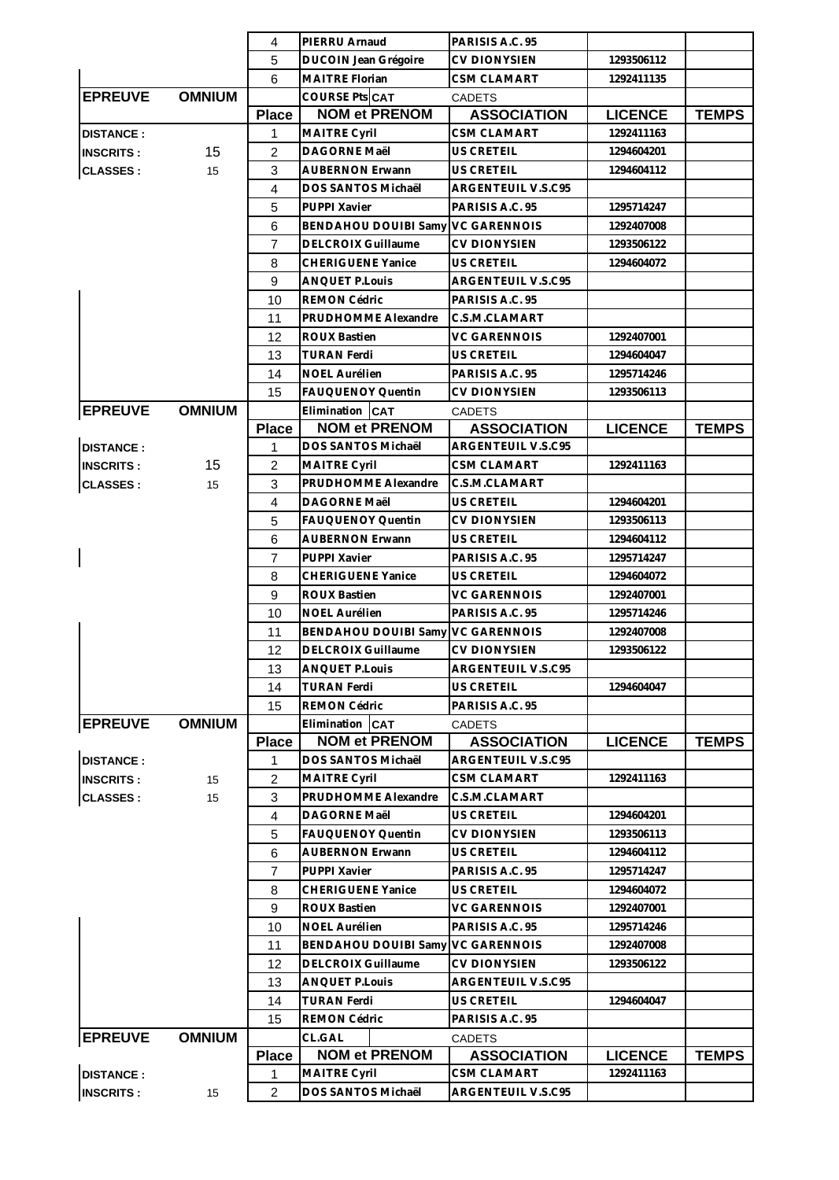| | | Place | NOM et PRENOM | ASSOCIATION | LICENCE | TEMPS |
|---|---|---|---|---|---|---|
| | | 4 | PIERRU Arnaud | PARISIS A.C. 95 | | |
| | | 5 | DUCOIN Jean Grégoire | CV DIONYSIEN | 1293506112 | |
| | | 6 | MAITRE Florian | CSM CLAMART | 1292411135 | |

| EPREUVE | OMNIUM | | COURSE Pts CAT | CADETS | | |
|---|---|---|---|---|---|---|
| | | Place | NOM et PRENOM | ASSOCIATION | LICENCE | TEMPS |
| DISTANCE : | | 1 | MAITRE Cyril | CSM CLAMART | 1292411163 | |
| INSCRITS : | 15 | 2 | DAGORNE Maël | US CRETEIL | 1294604201 | |
| CLASSES : | 15 | 3 | AUBERNON Erwann | US CRETEIL | 1294604112 | |
| | | 4 | DOS SANTOS Michaël | ARGENTEUIL V.S.C95 | | |
| | | 5 | PUPPI Xavier | PARISIS A.C. 95 | 1295714247 | |
| | | 6 | BENDAHOU DOUIBI Samy | VC GARENNOIS | 1292407008 | |
| | | 7 | DELCROIX Guillaume | CV DIONYSIEN | 1293506122 | |
| | | 8 | CHERIGUENE Yanice | US CRETEIL | 1294604072 | |
| | | 9 | ANQUET P.Louis | ARGENTEUIL V.S.C95 | | |
| | | 10 | REMON Cédric | PARISIS A.C. 95 | | |
| | | 11 | PRUDHOMME Alexandre | C.S.M.CLAMART | | |
| | | 12 | ROUX Bastien | VC GARENNOIS | 1292407001 | |
| | | 13 | TURAN Ferdi | US CRETEIL | 1294604047 | |
| | | 14 | NOEL Aurélien | PARISIS A.C. 95 | 1295714246 | |
| | | 15 | FAUQUENOY Quentin | CV DIONYSIEN | 1293506113 | |

| EPREUVE | OMNIUM | | Elimination CAT | CADETS | | |
|---|---|---|---|---|---|---|
| | | Place | NOM et PRENOM | ASSOCIATION | LICENCE | TEMPS |
| DISTANCE : | | 1 | DOS SANTOS Michaël | ARGENTEUIL V.S.C95 | | |
| INSCRITS : | 15 | 2 | MAITRE Cyril | CSM CLAMART | 1292411163 | |
| CLASSES : | 15 | 3 | PRUDHOMME Alexandre | C.S.M.CLAMART | | |
| | | 4 | DAGORNE Maël | US CRETEIL | 1294604201 | |
| | | 5 | FAUQUENOY Quentin | CV DIONYSIEN | 1293506113 | |
| | | 6 | AUBERNON Erwann | US CRETEIL | 1294604112 | |
| | | 7 | PUPPI Xavier | PARISIS A.C. 95 | 1295714247 | |
| | | 8 | CHERIGUENE Yanice | US CRETEIL | 1294604072 | |
| | | 9 | ROUX Bastien | VC GARENNOIS | 1292407001 | |
| | | 10 | NOEL Aurélien | PARISIS A.C. 95 | 1295714246 | |
| | | 11 | BENDAHOU DOUIBI Samy | VC GARENNOIS | 1292407008 | |
| | | 12 | DELCROIX Guillaume | CV DIONYSIEN | 1293506122 | |
| | | 13 | ANQUET P.Louis | ARGENTEUIL V.S.C95 | | |
| | | 14 | TURAN Ferdi | US CRETEIL | 1294604047 | |
| | | 15 | REMON Cédric | PARISIS A.C. 95 | | |

| EPREUVE | OMNIUM | | Elimination CAT | CADETS | | |
|---|---|---|---|---|---|---|
| | | Place | NOM et PRENOM | ASSOCIATION | LICENCE | TEMPS |
| DISTANCE : | | 1 | DOS SANTOS Michaël | ARGENTEUIL V.S.C95 | | |
| INSCRITS : | 15 | 2 | MAITRE Cyril | CSM CLAMART | 1292411163 | |
| CLASSES : | 15 | 3 | PRUDHOMME Alexandre | C.S.M.CLAMART | | |
| | | 4 | DAGORNE Maël | US CRETEIL | 1294604201 | |
| | | 5 | FAUQUENOY Quentin | CV DIONYSIEN | 1293506113 | |
| | | 6 | AUBERNON Erwann | US CRETEIL | 1294604112 | |
| | | 7 | PUPPI Xavier | PARISIS A.C. 95 | 1295714247 | |
| | | 8 | CHERIGUENE Yanice | US CRETEIL | 1294604072 | |
| | | 9 | ROUX Bastien | VC GARENNOIS | 1292407001 | |
| | | 10 | NOEL Aurélien | PARISIS A.C. 95 | 1295714246 | |
| | | 11 | BENDAHOU DOUIBI Samy | VC GARENNOIS | 1292407008 | |
| | | 12 | DELCROIX Guillaume | CV DIONYSIEN | 1293506122 | |
| | | 13 | ANQUET P.Louis | ARGENTEUIL V.S.C95 | | |
| | | 14 | TURAN Ferdi | US CRETEIL | 1294604047 | |
| | | 15 | REMON Cédric | PARISIS A.C. 95 | | |

| EPREUVE | OMNIUM | | CL.GAL | CADETS | | |
|---|---|---|---|---|---|---|
| | | Place | NOM et PRENOM | ASSOCIATION | LICENCE | TEMPS |
| DISTANCE : | | 1 | MAITRE Cyril | CSM CLAMART | 1292411163 | |
| INSCRITS : | 15 | 2 | DOS SANTOS Michaël | ARGENTEUIL V.S.C95 | | |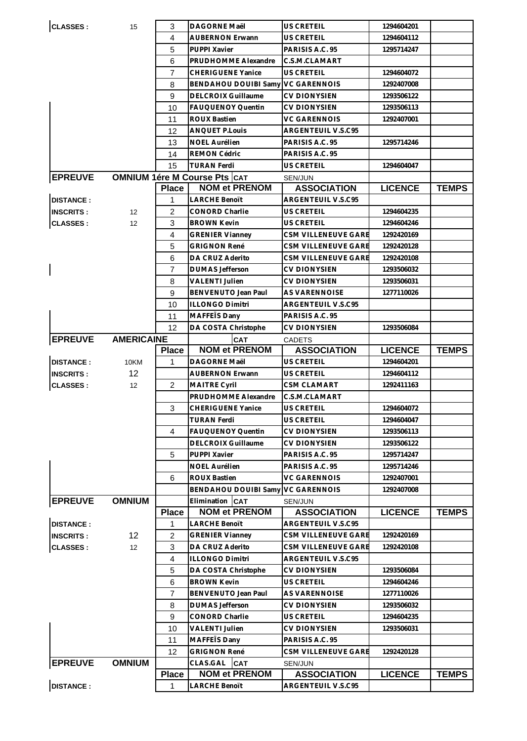| | | Place | NOM et PRENOM | ASSOCIATION | LICENCE | TEMPS |
|---|---|---|---|---|---|---|
| CLASSES : | 15 | 3 | DAGORNE Maël | US CRETEIL | 1294604201 | |
| | | 4 | AUBERNON Erwann | US CRETEIL | 1294604112 | |
| | | 5 | PUPPI Xavier | PARISIS A.C. 95 | 1295714247 | |
| | | 6 | PRUDHOMME Alexandre | C.S.M.CLAMART | | |
| | | 7 | CHERIGUENE Yanice | US CRETEIL | 1294604072 | |
| | | 8 | BENDAHOU DOUIBI Samy | VC GARENNOIS | 1292407008 | |
| | | 9 | DELCROIX Guillaume | CV DIONYSIEN | 1293506122 | |
| | | 10 | FAUQUENOY Quentin | CV DIONYSIEN | 1293506113 | |
| | | 11 | ROUX Bastien | VC GARENNOIS | 1292407001 | |
| | | 12 | ANQUET P.Louis | ARGENTEUIL V.S.C95 | | |
| | | 13 | NOEL Aurélien | PARISIS A.C. 95 | 1295714246 | |
| | | 14 | REMON Cédric | PARISIS A.C. 95 | | |
| | | 15 | TURAN Ferdi | US CRETEIL | 1294604047 | |

| EPREUVE | OMNIUM 1ére M Course Pts | CAT | SEN/JUN | | | |
|---|---|---|---|---|---|---|
| | | Place | NOM et PRENOM | ASSOCIATION | LICENCE | TEMPS |
| DISTANCE : | | 1 | LARCHE Benoït | ARGENTEUIL V.S.C95 | | |
| INSCRITS : | 12 | 2 | CONORD Charlie | US CRETEIL | 1294604235 | |
| CLASSES : | 12 | 3 | BROWN Kevin | US CRETEIL | 1294604246 | |
| | | 4 | GRENIER Vianney | CSM VILLENEUVE GARE | 1292420169 | |
| | | 5 | GRIGNON René | CSM VILLENEUVE GARE | 1292420128 | |
| | | 6 | DA CRUZ Aderito | CSM VILLENEUVE GARE | 1292420108 | |
| | | 7 | DUMAS Jefferson | CV DIONYSIEN | 1293506032 | |
| | | 8 | VALENTI Julien | CV DIONYSIEN | 1293506031 | |
| | | 9 | BENVENUTO Jean Paul | AS VARENNOISE | 1277110026 | |
| | | 10 | ILLONGO Dimitri | ARGENTEUIL V.S.C95 | | |
| | | 11 | MAFFEÏS Dany | PARISIS A.C. 95 | | |
| | | 12 | DA COSTA Christophe | CV DIONYSIEN | 1293506084 | |

| EPREUVE | AMERICAINE | CAT | CADETS | | | |
|---|---|---|---|---|---|---|
| | | Place | NOM et PRENOM | ASSOCIATION | LICENCE | TEMPS |
| DISTANCE : | 10KM | 1 | DAGORNE Maël | US CRETEIL | 1294604201 | |
| INSCRITS : | 12 | | AUBERNON Erwann | US CRETEIL | 1294604112 | |
| CLASSES : | 12 | 2 | MAITRE Cyril | CSM CLAMART | 1292411163 | |
| | | | PRUDHOMME Alexandre | C.S.M.CLAMART | | |
| | | 3 | CHERIGUENE Yanice | US CRETEIL | 1294604072 | |
| | | | TURAN Ferdi | US CRETEIL | 1294604047 | |
| | | 4 | FAUQUENOY Quentin | CV DIONYSIEN | 1293506113 | |
| | | | DELCROIX Guillaume | CV DIONYSIEN | 1293506122 | |
| | | 5 | PUPPI Xavier | PARISIS A.C. 95 | 1295714247 | |
| | | | NOEL Aurélien | PARISIS A.C. 95 | 1295714246 | |
| | | 6 | ROUX Bastien | VC GARENNOIS | 1292407001 | |
| | | | BENDAHOU DOUIBI Samy | VC GARENNOIS | 1292407008 | |

| EPREUVE | OMNIUM | Elimination CAT | SEN/JUN | | | |
|---|---|---|---|---|---|---|
| | | Place | NOM et PRENOM | ASSOCIATION | LICENCE | TEMPS |
| DISTANCE : | | 1 | LARCHE Benoït | ARGENTEUIL V.S.C95 | | |
| INSCRITS : | 12 | 2 | GRENIER Vianney | CSM VILLENEUVE GARE | 1292420169 | |
| CLASSES : | 12 | 3 | DA CRUZ Aderito | CSM VILLENEUVE GARE | 1292420108 | |
| | | 4 | ILLONGO Dimitri | ARGENTEUIL V.S.C95 | | |
| | | 5 | DA COSTA Christophe | CV DIONYSIEN | 1293506084 | |
| | | 6 | BROWN Kevin | US CRETEIL | 1294604246 | |
| | | 7 | BENVENUTO Jean Paul | AS VARENNOISE | 1277110026 | |
| | | 8 | DUMAS Jefferson | CV DIONYSIEN | 1293506032 | |
| | | 9 | CONORD Charlie | US CRETEIL | 1294604235 | |
| | | 10 | VALENTI Julien | CV DIONYSIEN | 1293506031 | |
| | | 11 | MAFFEÏS Dany | PARISIS A.C. 95 | | |
| | | 12 | GRIGNON René | CSM VILLENEUVE GARE | 1292420128 | |

| EPREUVE | OMNIUM | CLAS.GAL CAT | SEN/JUN | | | |
|---|---|---|---|---|---|---|
| | | Place | NOM et PRENOM | ASSOCIATION | LICENCE | TEMPS |
| DISTANCE : | | 1 | LARCHE Benoït | ARGENTEUIL V.S.C95 | | |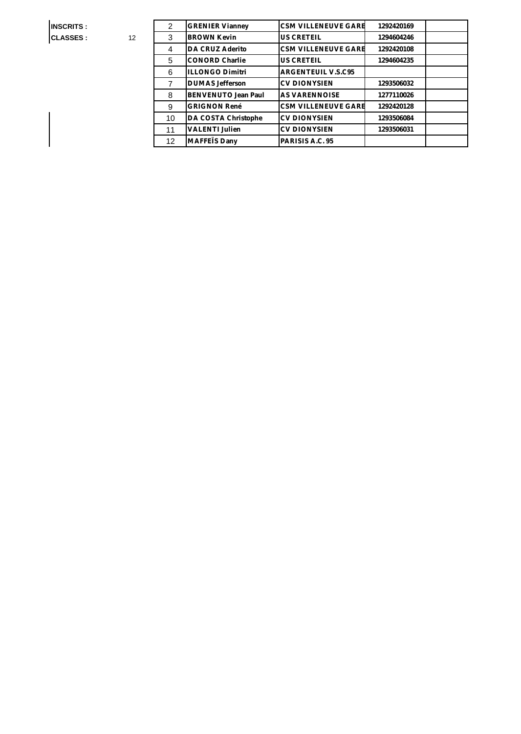INSCRITS :
CLASSES : 12

| | | | | |
|---|---|---|---|---|
| 2 | GRENIER Vianney | CSM VILLENEUVE GARE | 1292420169 | |
| 3 | BROWN Kevin | US CRETEIL | 1294604246 | |
| 4 | DA CRUZ Aderito | CSM VILLENEUVE GARE | 1292420108 | |
| 5 | CONORD Charlie | US CRETEIL | 1294604235 | |
| 6 | ILLONGO Dimitri | ARGENTEUIL V.S.C95 | | |
| 7 | DUMAS Jefferson | CV DIONYSIEN | 1293506032 | |
| 8 | BENVENUTO Jean Paul | AS VARENNOISE | 1277110026 | |
| 9 | GRIGNON René | CSM VILLENEUVE GARE | 1292420128 | |
| 10 | DA COSTA Christophe | CV DIONYSIEN | 1293506084 | |
| 11 | VALENTI Julien | CV DIONYSIEN | 1293506031 | |
| 12 | MAFFEÏS Dany | PARISIS A.C. 95 | | |